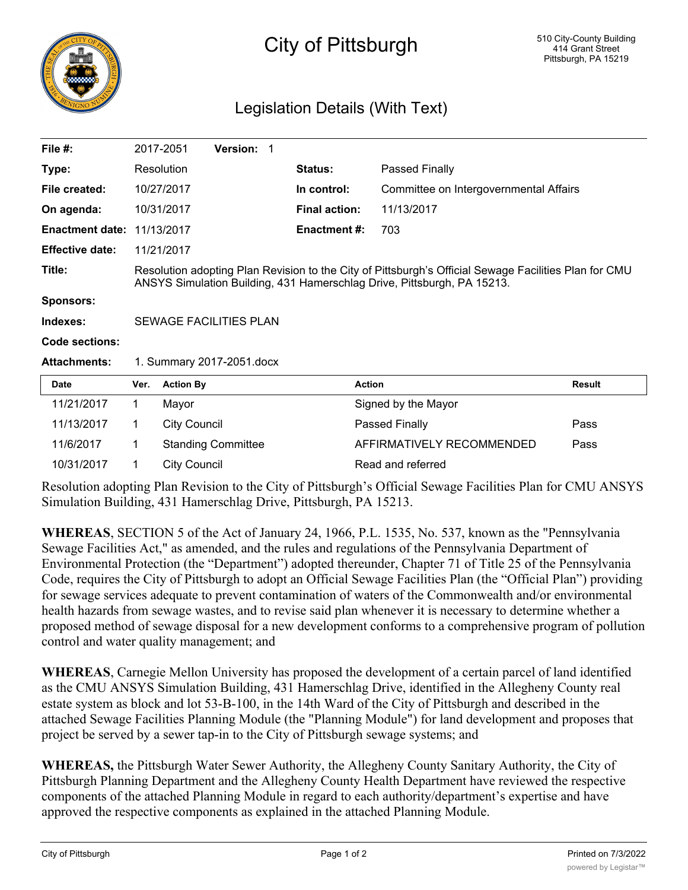# City of Pittsburgh

510 City-County Building
414 Grant Street
Pittsburgh, PA 15219

## Legislation Details (With Text)

| | | | |
|---|---|---|---|
| **File #:** | 2017-2051 **Version:** 1 | | |
| **Type:** | Resolution | **Status:** | Passed Finally |
| **File created:** | 10/27/2017 | **In control:** | Committee on Intergovernmental Affairs |
| **On agenda:** | 10/31/2017 | **Final action:** | 11/13/2017 |
| **Enactment date:** | 11/13/2017 | **Enactment #:** | 703 |
| **Effective date:** | 11/21/2017 | | |

**Title:** Resolution adopting Plan Revision to the City of Pittsburgh's Official Sewage Facilities Plan for CMU ANSYS Simulation Building, 431 Hamerschlag Drive, Pittsburgh, PA 15213.

**Sponsors:**

**Indexes:** SEWAGE FACILITIES PLAN

**Code sections:**

**Attachments:** 1. Summary 2017-2051.docx

| Date | Ver. | Action By | Action | Result |
|---|---|---|---|---|
| 11/21/2017 | 1 | Mayor | Signed by the Mayor | |
| 11/13/2017 | 1 | City Council | Passed Finally | Pass |
| 11/6/2017 | 1 | Standing Committee | AFFIRMATIVELY RECOMMENDED | Pass |
| 10/31/2017 | 1 | City Council | Read and referred | |

Resolution adopting Plan Revision to the City of Pittsburgh's Official Sewage Facilities Plan for CMU ANSYS Simulation Building, 431 Hamerschlag Drive, Pittsburgh, PA 15213.

**WHEREAS**, SECTION 5 of the Act of January 24, 1966, P.L. 1535, No. 537, known as the "Pennsylvania Sewage Facilities Act," as amended, and the rules and regulations of the Pennsylvania Department of Environmental Protection (the "Department") adopted thereunder, Chapter 71 of Title 25 of the Pennsylvania Code, requires the City of Pittsburgh to adopt an Official Sewage Facilities Plan (the "Official Plan") providing for sewage services adequate to prevent contamination of waters of the Commonwealth and/or environmental health hazards from sewage wastes, and to revise said plan whenever it is necessary to determine whether a proposed method of sewage disposal for a new development conforms to a comprehensive program of pollution control and water quality management; and

**WHEREAS**, Carnegie Mellon University has proposed the development of a certain parcel of land identified as the CMU ANSYS Simulation Building, 431 Hamerschlag Drive, identified in the Allegheny County real estate system as block and lot 53-B-100, in the 14th Ward of the City of Pittsburgh and described in the attached Sewage Facilities Planning Module (the "Planning Module") for land development and proposes that project be served by a sewer tap-in to the City of Pittsburgh sewage systems; and

**WHEREAS,** the Pittsburgh Water Sewer Authority, the Allegheny County Sanitary Authority, the City of Pittsburgh Planning Department and the Allegheny County Health Department have reviewed the respective components of the attached Planning Module in regard to each authority/department's expertise and have approved the respective components as explained in the attached Planning Module.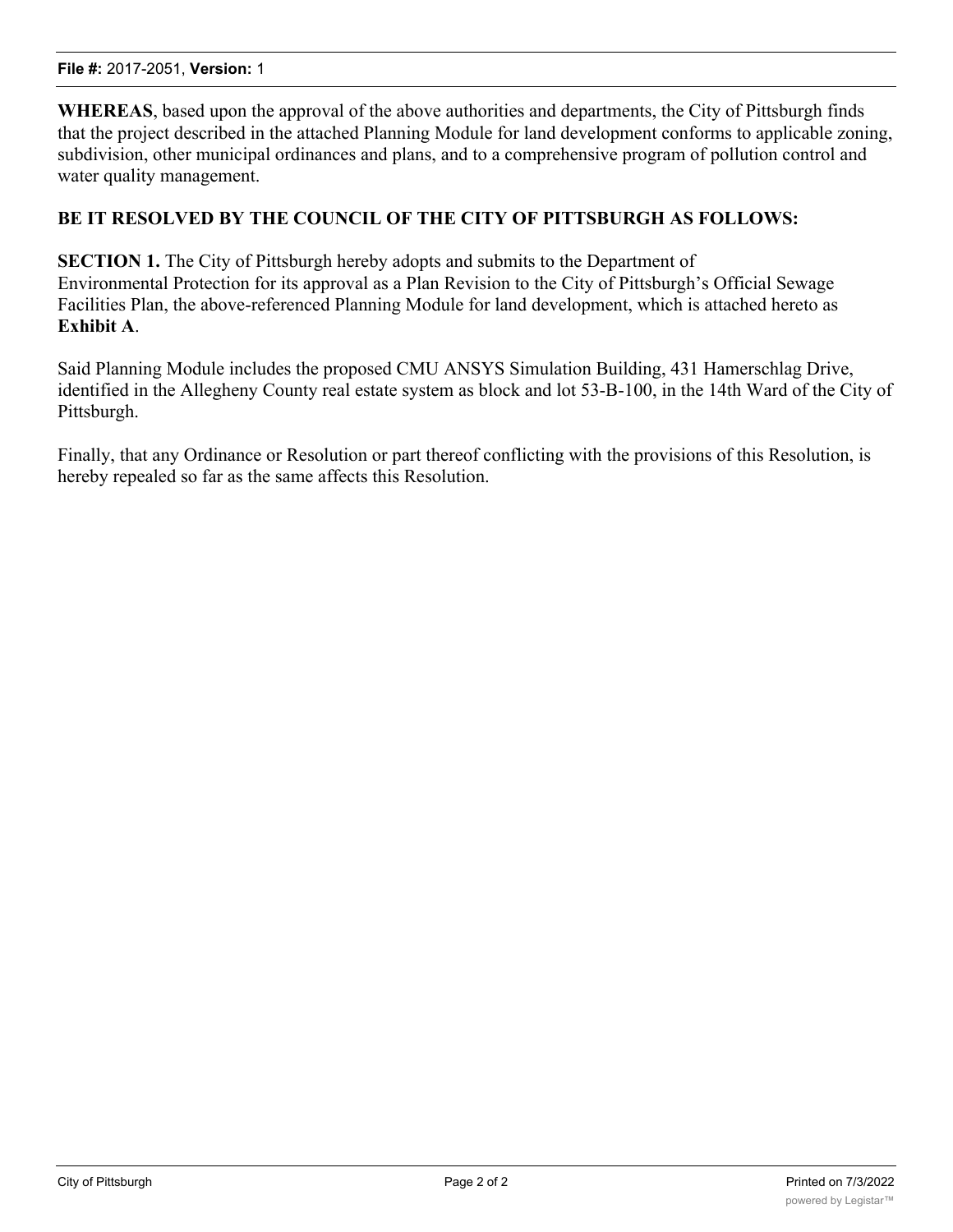**WHEREAS**, based upon the approval of the above authorities and departments, the City of Pittsburgh finds that the project described in the attached Planning Module for land development conforms to applicable zoning, subdivision, other municipal ordinances and plans, and to a comprehensive program of pollution control and water quality management.

**BE IT RESOLVED BY THE COUNCIL OF THE CITY OF PITTSBURGH AS FOLLOWS:**

**SECTION 1.** The City of Pittsburgh hereby adopts and submits to the Department of Environmental Protection for its approval as a Plan Revision to the City of Pittsburgh's Official Sewage Facilities Plan, the above-referenced Planning Module for land development, which is attached hereto as **Exhibit A**.

Said Planning Module includes the proposed CMU ANSYS Simulation Building, 431 Hamerschlag Drive, identified in the Allegheny County real estate system as block and lot 53-B-100, in the 14th Ward of the City of Pittsburgh.

Finally, that any Ordinance or Resolution or part thereof conflicting with the provisions of this Resolution, is hereby repealed so far as the same affects this Resolution.